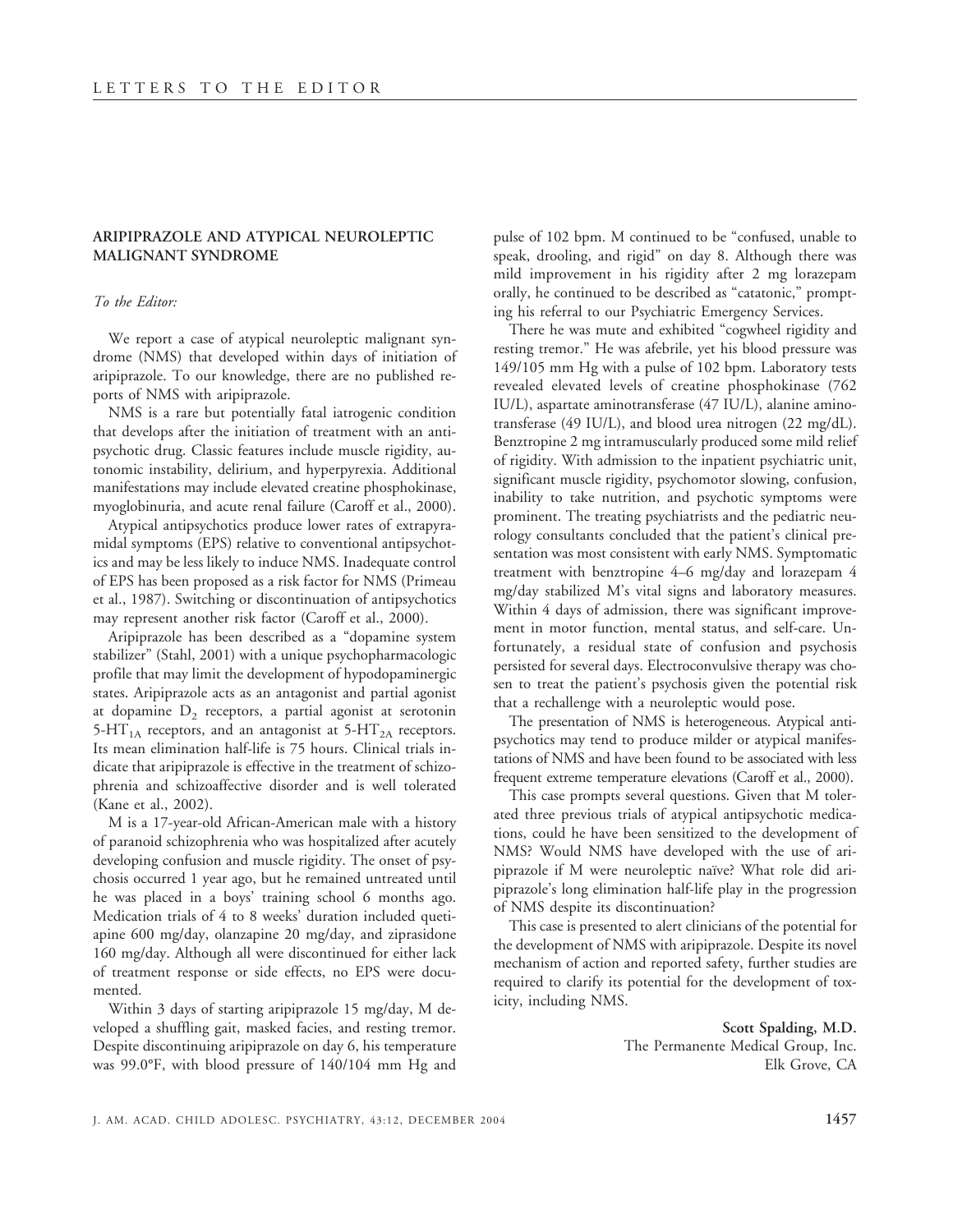LETTERS TO THE EDITOR

## ARIPIPRAZOLE AND ATYPICAL NEUROLEPTIC MALIGNANT SYNDROME

*To the Editor:*

We report a case of atypical neuroleptic malignant syndrome (NMS) that developed within days of initiation of aripiprazole. To our knowledge, there are no published reports of NMS with aripiprazole.

NMS is a rare but potentially fatal iatrogenic condition that develops after the initiation of treatment with an antipsychotic drug. Classic features include muscle rigidity, autonomic instability, delirium, and hyperpyrexia. Additional manifestations may include elevated creatine phosphokinase, myoglobinuria, and acute renal failure (Caroff et al., 2000).

Atypical antipsychotics produce lower rates of extrapyramidal symptoms (EPS) relative to conventional antipsychotics and may be less likely to induce NMS. Inadequate control of EPS has been proposed as a risk factor for NMS (Primeau et al., 1987). Switching or discontinuation of antipsychotics may represent another risk factor (Caroff et al., 2000).

Aripiprazole has been described as a "dopamine system stabilizer" (Stahl, 2001) with a unique psychopharmacologic profile that may limit the development of hypodopaminergic states. Aripiprazole acts as an antagonist and partial agonist at dopamine $D_2$ receptors, a partial agonist at serotonin $5\text{-HT}_{1A}$ receptors, and an antagonist at $5\text{-HT}_{2A}$ receptors. Its mean elimination half-life is 75 hours. Clinical trials indicate that aripiprazole is effective in the treatment of schizophrenia and schizoaffective disorder and is well tolerated (Kane et al., 2002).

M is a 17-year-old African-American male with a history of paranoid schizophrenia who was hospitalized after acutely developing confusion and muscle rigidity. The onset of psychosis occurred 1 year ago, but he remained untreated until he was placed in a boys' training school 6 months ago. Medication trials of 4 to 8 weeks' duration included quetiapine 600 mg/day, olanzapine 20 mg/day, and ziprasidone 160 mg/day. Although all were discontinued for either lack of treatment response or side effects, no EPS were documented.

Within 3 days of starting aripiprazole 15 mg/day, M developed a shuffling gait, masked facies, and resting tremor. Despite discontinuing aripiprazole on day 6, his temperature was 99.0°F, with blood pressure of 140/104 mm Hg and pulse of 102 bpm. M continued to be "confused, unable to speak, drooling, and rigid" on day 8. Although there was mild improvement in his rigidity after 2 mg lorazepam orally, he continued to be described as "catatonic," prompting his referral to our Psychiatric Emergency Services.

There he was mute and exhibited "cogwheel rigidity and resting tremor." He was afebrile, yet his blood pressure was 149/105 mm Hg with a pulse of 102 bpm. Laboratory tests revealed elevated levels of creatine phosphokinase (762 IU/L), aspartate aminotransferase (47 IU/L), alanine aminotransferase (49 IU/L), and blood urea nitrogen (22 mg/dL). Benztropine 2 mg intramuscularly produced some mild relief of rigidity. With admission to the inpatient psychiatric unit, significant muscle rigidity, psychomotor slowing, confusion, inability to take nutrition, and psychotic symptoms were prominent. The treating psychiatrists and the pediatric neurology consultants concluded that the patient's clinical presentation was most consistent with early NMS. Symptomatic treatment with benztropine 4–6 mg/day and lorazepam 4 mg/day stabilized M's vital signs and laboratory measures. Within 4 days of admission, there was significant improvement in motor function, mental status, and self-care. Unfortunately, a residual state of confusion and psychosis persisted for several days. Electroconvulsive therapy was chosen to treat the patient's psychosis given the potential risk that a rechallenge with a neuroleptic would pose.

The presentation of NMS is heterogeneous. Atypical antipsychotics may tend to produce milder or atypical manifestations of NMS and have been found to be associated with less frequent extreme temperature elevations (Caroff et al., 2000).

This case prompts several questions. Given that M tolerated three previous trials of atypical antipsychotic medications, could he have been sensitized to the development of NMS? Would NMS have developed with the use of aripiprazole if M were neuroleptic naïve? What role did aripiprazole's long elimination half-life play in the progression of NMS despite its discontinuation?

This case is presented to alert clinicians of the potential for the development of NMS with aripiprazole. Despite its novel mechanism of action and reported safety, further studies are required to clarify its potential for the development of toxicity, including NMS.

**Scott Spalding, M.D.**
The Permanente Medical Group, Inc.
Elk Grove, CA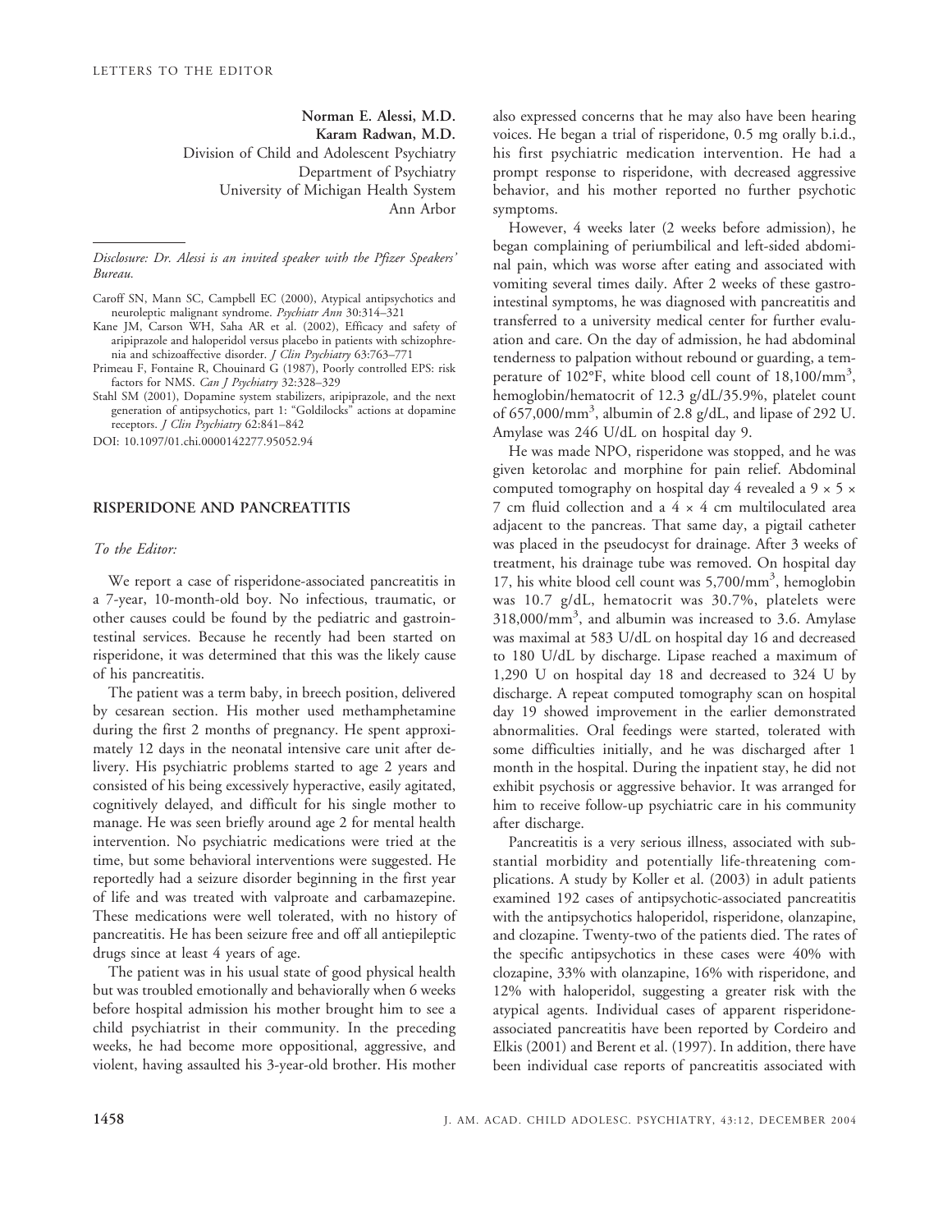**Norman E. Alessi, M.D.**
**Karam Radwan, M.D.**
Division of Child and Adolescent Psychiatry
Department of Psychiatry
University of Michigan Health System
Ann Arbor

*Disclosure: Dr. Alessi is an invited speaker with the Pfizer Speakers' Bureau.*

Caroff SN, Mann SC, Campbell EC (2000), Atypical antipsychotics and neuroleptic malignant syndrome. *Psychiatr Ann* 30:314–321

Kane JM, Carson WH, Saha AR et al. (2002), Efficacy and safety of aripiprazole and haloperidol versus placebo in patients with schizophrenia and schizoaffective disorder. *J Clin Psychiatry* 63:763–771

Primeau F, Fontaine R, Chouinard G (1987), Poorly controlled EPS: risk factors for NMS. *Can J Psychiatry* 32:328–329

Stahl SM (2001), Dopamine system stabilizers, aripiprazole, and the next generation of antipsychotics, part 1: "Goldilocks" actions at dopamine receptors. *J Clin Psychiatry* 62:841–842

DOI: 10.1097/01.chi.0000142277.95052.94

## RISPERIDONE AND PANCREATITIS

*To the Editor:*

We report a case of risperidone-associated pancreatitis in a 7-year, 10-month-old boy. No infectious, traumatic, or other causes could be found by the pediatric and gastrointestinal services. Because he recently had been started on risperidone, it was determined that this was the likely cause of his pancreatitis.

The patient was a term baby, in breech position, delivered by cesarean section. His mother used methamphetamine during the first 2 months of pregnancy. He spent approximately 12 days in the neonatal intensive care unit after delivery. His psychiatric problems started to age 2 years and consisted of his being excessively hyperactive, easily agitated, cognitively delayed, and difficult for his single mother to manage. He was seen briefly around age 2 for mental health intervention. No psychiatric medications were tried at the time, but some behavioral interventions were suggested. He reportedly had a seizure disorder beginning in the first year of life and was treated with valproate and carbamazepine. These medications were well tolerated, with no history of pancreatitis. He has been seizure free and off all antiepileptic drugs since at least 4 years of age.

The patient was in his usual state of good physical health but was troubled emotionally and behaviorally when 6 weeks before hospital admission his mother brought him to see a child psychiatrist in their community. In the preceding weeks, he had become more oppositional, aggressive, and violent, having assaulted his 3-year-old brother. His mother also expressed concerns that he may also have been hearing voices. He began a trial of risperidone, 0.5 mg orally b.i.d., his first psychiatric medication intervention. He had a prompt response to risperidone, with decreased aggressive behavior, and his mother reported no further psychotic symptoms.

However, 4 weeks later (2 weeks before admission), he began complaining of periumbilical and left-sided abdominal pain, which was worse after eating and associated with vomiting several times daily. After 2 weeks of these gastrointestinal symptoms, he was diagnosed with pancreatitis and transferred to a university medical center for further evaluation and care. On the day of admission, he had abdominal tenderness to palpation without rebound or guarding, a temperature of 102°F, white blood cell count of 18,100/mm$^3$, hemoglobin/hematocrit of 12.3 g/dL/35.9%, platelet count of 657,000/mm$^3$, albumin of 2.8 g/dL, and lipase of 292 U. Amylase was 246 U/dL on hospital day 9.

He was made NPO, risperidone was stopped, and he was given ketorolac and morphine for pain relief. Abdominal computed tomography on hospital day 4 revealed a 9 × 5 × 7 cm fluid collection and a 4 × 4 cm multiloculated area adjacent to the pancreas. That same day, a pigtail catheter was placed in the pseudocyst for drainage. After 3 weeks of treatment, his drainage tube was removed. On hospital day 17, his white blood cell count was 5,700/mm$^3$, hemoglobin was 10.7 g/dL, hematocrit was 30.7%, platelets were 318,000/mm$^3$, and albumin was increased to 3.6. Amylase was maximal at 583 U/dL on hospital day 16 and decreased to 180 U/dL by discharge. Lipase reached a maximum of 1,290 U on hospital day 18 and decreased to 324 U by discharge. A repeat computed tomography scan on hospital day 19 showed improvement in the earlier demonstrated abnormalities. Oral feedings were started, tolerated with some difficulties initially, and he was discharged after 1 month in the hospital. During the inpatient stay, he did not exhibit psychosis or aggressive behavior. It was arranged for him to receive follow-up psychiatric care in his community after discharge.

Pancreatitis is a very serious illness, associated with substantial morbidity and potentially life-threatening complications. A study by Koller et al. (2003) in adult patients examined 192 cases of antipsychotic-associated pancreatitis with the antipsychotics haloperidol, risperidone, olanzapine, and clozapine. Twenty-two of the patients died. The rates of the specific antipsychotics in these cases were 40% with clozapine, 33% with olanzapine, 16% with risperidone, and 12% with haloperidol, suggesting a greater risk with the atypical agents. Individual cases of apparent risperidone-associated pancreatitis have been reported by Cordeiro and Elkis (2001) and Berent et al. (1997). In addition, there have been individual case reports of pancreatitis associated with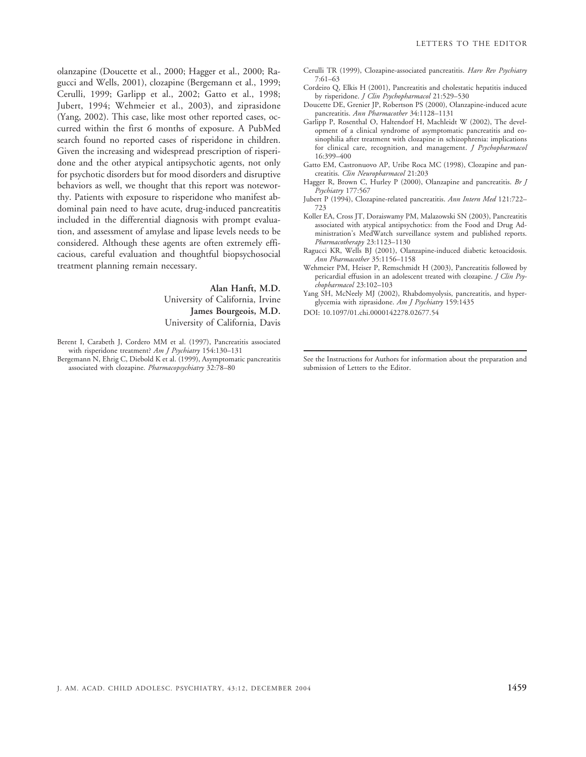olanzapine (Doucette et al., 2000; Hagger et al., 2000; Ragucci and Wells, 2001), clozapine (Bergemann et al., 1999; Cerulli, 1999; Garlipp et al., 2002; Gatto et al., 1998; Jubert, 1994; Wehmeier et al., 2003), and ziprasidone (Yang, 2002). This case, like most other reported cases, occurred within the first 6 months of exposure. A PubMed search found no reported cases of risperidone in children. Given the increasing and widespread prescription of risperidone and the other atypical antipsychotic agents, not only for psychotic disorders but for mood disorders and disruptive behaviors as well, we thought that this report was noteworthy. Patients with exposure to risperidone who manifest abdominal pain need to have acute, drug-induced pancreatitis included in the differential diagnosis with prompt evaluation, and assessment of amylase and lipase levels needs to be considered. Although these agents are often extremely efficacious, careful evaluation and thoughtful biopsychosocial treatment planning remain necessary.

**Alan Hanft, M.D.**
University of California, Irvine
**James Bourgeois, M.D.**
University of California, Davis

Berent I, Carabeth J, Cordero MM et al. (1997), Pancreatitis associated with risperidone treatment? *Am J Psychiatry* 154:130–131

Bergemann N, Ehrig C, Diebold K et al. (1999), Asymptomatic pancreatitis associated with clozapine. *Pharmacopsychiatry* 32:78–80

Cerulli TR (1999), Clozapine-associated pancreatitis. *Harv Rev Psychiatry* 7:61–63

Cordeiro Q, Elkis H (2001), Pancreatitis and cholestatic hepatitis induced by risperidone. *J Clin Psychopharmacol* 21:529–530

Doucette DE, Grenier JP, Robertson PS (2000), Olanzapine-induced acute pancreatitis. *Ann Pharmacother* 34:1128–1131

Garlipp P, Rosenthal O, Haltendorf H, Machleidt W (2002), The development of a clinical syndrome of asymptomatic pancreatitis and eosinophilia after treatment with clozapine in schizophrenia: implications for clinical care, recognition, and management. *J Psychopharmacol* 16:399–400

Gatto EM, Castronuovo AP, Uribe Roca MC (1998), Clozapine and pancreatitis. *Clin Neuropharmacol* 21:203

Hagger R, Brown C, Hurley P (2000), Olanzapine and pancreatitis. *Br J Psychiatry* 177:567

Jubert P (1994), Clozapine-related pancreatitis. *Ann Intern Med* 121:722–723

Koller EA, Cross JT, Doraiswamy PM, Malazowski SN (2003), Pancreatitis associated with atypical antipsychotics: from the Food and Drug Administration's MedWatch surveillance system and published reports. *Pharmacotherapy* 23:1123–1130

Ragucci KR, Wells BJ (2001), Olanzapine-induced diabetic ketoacidosis. *Ann Pharmacother* 35:1156–1158

Wehmeier PM, Heiser P, Remschmidt H (2003), Pancreatitis followed by pericardial effusion in an adolescent treated with clozapine. *J Clin Psychopharmacol* 23:102–103

Yang SH, McNeely MJ (2002), Rhabdomyolysis, pancreatitis, and hyperglycemia with ziprasidone. *Am J Psychiatry* 159:1435

DOI: 10.1097/01.chi.0000142278.02677.54

---

See the Instructions for Authors for information about the preparation and submission of Letters to the Editor.